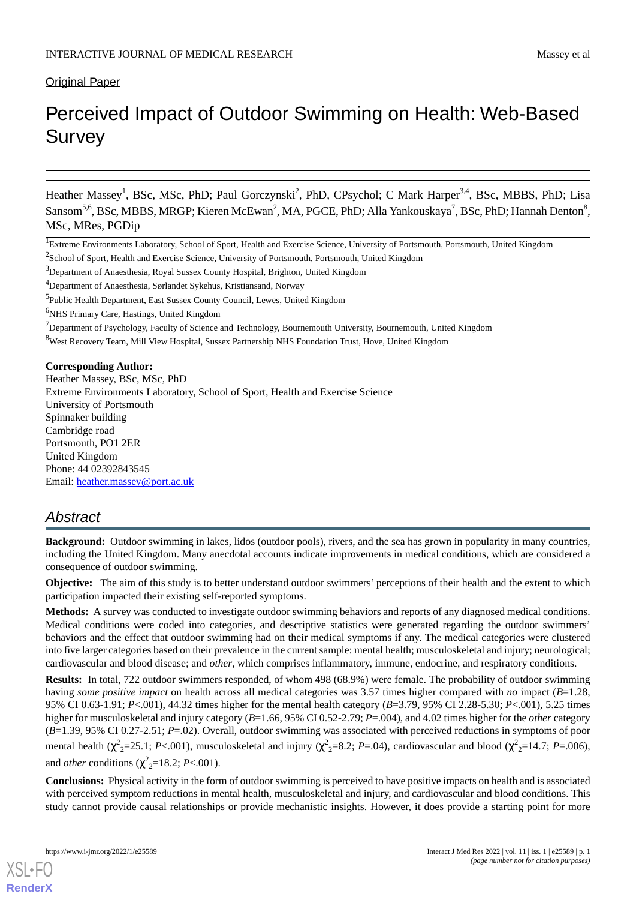Original Paper

# Perceived Impact of Outdoor Swimming on Health: Web-Based Survey

Heather Massey[1], BSc, MSc, PhD; Paul Gorczynski[2], PhD, CPsychol; C Mark Harper[3,4], BSc, MBBS, PhD; Lisa Sansom[5,6], BSc, MBBS, MRGP; Kieren McEwan[2], MA, PGCE, PhD; Alla Yankouskaya[7], BSc, PhD; Hannah Denton[8], MSc, MRes, PGDip

[1]Extreme Environments Laboratory, School of Sport, Health and Exercise Science, University of Portsmouth, Portsmouth, United Kingdom

[2]School of Sport, Health and Exercise Science, University of Portsmouth, Portsmouth, United Kingdom

[3]Department of Anaesthesia, Royal Sussex County Hospital, Brighton, United Kingdom

[4]Department of Anaesthesia, Sørlandet Sykehus, Kristiansand, Norway

[5]Public Health Department, East Sussex County Council, Lewes, United Kingdom

[6]NHS Primary Care, Hastings, United Kingdom

[7]Department of Psychology, Faculty of Science and Technology, Bournemouth University, Bournemouth, United Kingdom

[8]West Recovery Team, Mill View Hospital, Sussex Partnership NHS Foundation Trust, Hove, United Kingdom

**Corresponding Author:**
Heather Massey, BSc, MSc, PhD
Extreme Environments Laboratory, School of Sport, Health and Exercise Science
University of Portsmouth
Spinnaker building
Cambridge road
Portsmouth, PO1 2ER
United Kingdom
Phone: 44 02392843545
Email: heather.massey@port.ac.uk

## Abstract

**Background:** Outdoor swimming in lakes, lidos (outdoor pools), rivers, and the sea has grown in popularity in many countries, including the United Kingdom. Many anecdotal accounts indicate improvements in medical conditions, which are considered a consequence of outdoor swimming.

**Objective:** The aim of this study is to better understand outdoor swimmers' perceptions of their health and the extent to which participation impacted their existing self-reported symptoms.

**Methods:** A survey was conducted to investigate outdoor swimming behaviors and reports of any diagnosed medical conditions. Medical conditions were coded into categories, and descriptive statistics were generated regarding the outdoor swimmers' behaviors and the effect that outdoor swimming had on their medical symptoms if any. The medical categories were clustered into five larger categories based on their prevalence in the current sample: mental health; musculoskeletal and injury; neurological; cardiovascular and blood disease; and *other*, which comprises inflammatory, immune, endocrine, and respiratory conditions.

**Results:** In total, 722 outdoor swimmers responded, of whom 498 (68.9%) were female. The probability of outdoor swimming having *some positive impact* on health across all medical categories was 3.57 times higher compared with *no* impact ($B$=1.28, 95% CI 0.63-1.91; $P$<.001), 44.32 times higher for the mental health category ($B$=3.79, 95% CI 2.28-5.30; $P$<.001), 5.25 times higher for musculoskeletal and injury category ($B$=1.66, 95% CI 0.52-2.79; $P$=.004), and 4.02 times higher for the *other* category ($B$=1.39, 95% CI 0.27-2.51; $P$=.02). Overall, outdoor swimming was associated with perceived reductions in symptoms of poor mental health ($\chi^2_2$=25.1; $P$<.001), musculoskeletal and injury ($\chi^2_2$=8.2; $P$=.04), cardiovascular and blood ($\chi^2_2$=14.7; $P$=.006), and *other* conditions ($\chi^2_2$=18.2; $P$<.001).

**Conclusions:** Physical activity in the form of outdoor swimming is perceived to have positive impacts on health and is associated with perceived symptom reductions in mental health, musculoskeletal and injury, and cardiovascular and blood conditions. This study cannot provide causal relationships or provide mechanistic insights. However, it does provide a starting point for more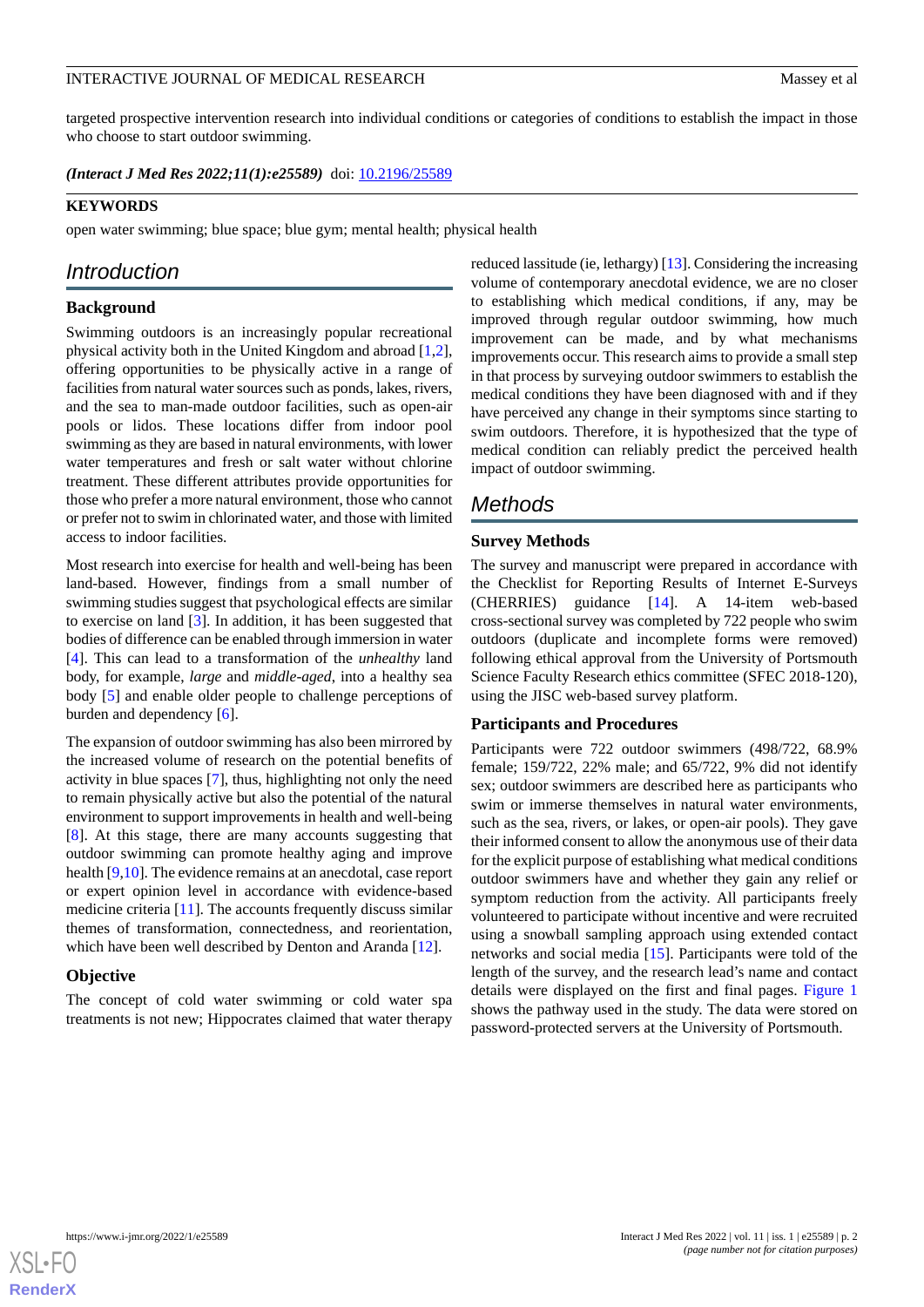targeted prospective intervention research into individual conditions or categories of conditions to establish the impact in those who choose to start outdoor swimming.

***(Interact J Med Res 2022;11(1):e25589)*** doi: 10.2196/25589

**KEYWORDS**

open water swimming; blue space; blue gym; mental health; physical health

## Introduction

### Background

Swimming outdoors is an increasingly popular recreational physical activity both in the United Kingdom and abroad [1,2], offering opportunities to be physically active in a range of facilities from natural water sources such as ponds, lakes, rivers, and the sea to man-made outdoor facilities, such as open-air pools or lidos. These locations differ from indoor pool swimming as they are based in natural environments, with lower water temperatures and fresh or salt water without chlorine treatment. These different attributes provide opportunities for those who prefer a more natural environment, those who cannot or prefer not to swim in chlorinated water, and those with limited access to indoor facilities.

Most research into exercise for health and well-being has been land-based. However, findings from a small number of swimming studies suggest that psychological effects are similar to exercise on land [3]. In addition, it has been suggested that bodies of difference can be enabled through immersion in water [4]. This can lead to a transformation of the *unhealthy* land body, for example, *large* and *middle-aged*, into a healthy sea body [5] and enable older people to challenge perceptions of burden and dependency [6].

The expansion of outdoor swimming has also been mirrored by the increased volume of research on the potential benefits of activity in blue spaces [7], thus, highlighting not only the need to remain physically active but also the potential of the natural environment to support improvements in health and well-being [8]. At this stage, there are many accounts suggesting that outdoor swimming can promote healthy aging and improve health [9,10]. The evidence remains at an anecdotal, case report or expert opinion level in accordance with evidence-based medicine criteria [11]. The accounts frequently discuss similar themes of transformation, connectedness, and reorientation, which have been well described by Denton and Aranda [12].

### Objective

The concept of cold water swimming or cold water spa treatments is not new; Hippocrates claimed that water therapy reduced lassitude (ie, lethargy) [13]. Considering the increasing volume of contemporary anecdotal evidence, we are no closer to establishing which medical conditions, if any, may be improved through regular outdoor swimming, how much improvement can be made, and by what mechanisms improvements occur. This research aims to provide a small step in that process by surveying outdoor swimmers to establish the medical conditions they have been diagnosed with and if they have perceived any change in their symptoms since starting to swim outdoors. Therefore, it is hypothesized that the type of medical condition can reliably predict the perceived health impact of outdoor swimming.

## Methods

### Survey Methods

The survey and manuscript were prepared in accordance with the Checklist for Reporting Results of Internet E-Surveys (CHERRIES) guidance [14]. A 14-item web-based cross-sectional survey was completed by 722 people who swim outdoors (duplicate and incomplete forms were removed) following ethical approval from the University of Portsmouth Science Faculty Research ethics committee (SFEC 2018-120), using the JISC web-based survey platform.

### Participants and Procedures

Participants were 722 outdoor swimmers (498/722, 68.9% female; 159/722, 22% male; and 65/722, 9% did not identify sex; outdoor swimmers are described here as participants who swim or immerse themselves in natural water environments, such as the sea, rivers, or lakes, or open-air pools). They gave their informed consent to allow the anonymous use of their data for the explicit purpose of establishing what medical conditions outdoor swimmers have and whether they gain any relief or symptom reduction from the activity. All participants freely volunteered to participate without incentive and were recruited using a snowball sampling approach using extended contact networks and social media [15]. Participants were told of the length of the survey, and the research lead's name and contact details were displayed on the first and final pages. Figure 1 shows the pathway used in the study. The data were stored on password-protected servers at the University of Portsmouth.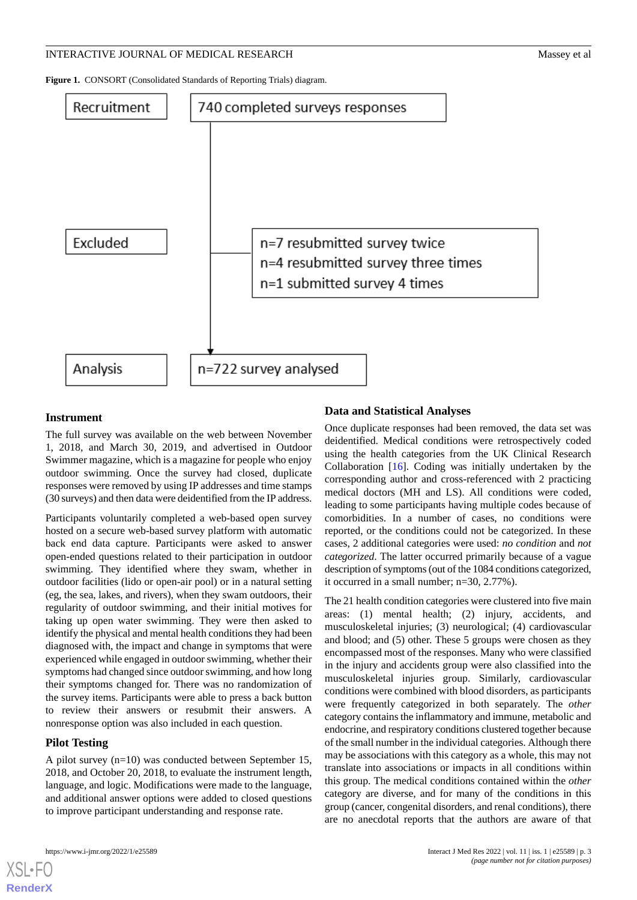**Figure 1.** CONSORT (Consolidated Standards of Reporting Trials) diagram.

Recruitment: 740 completed surveys responses

Excluded:
- n=7 resubmitted survey twice
- n=4 resubmitted survey three times
- n=1 submitted survey 4 times

Analysis: n=722 survey analysed

### Instrument

The full survey was available on the web between November 1, 2018, and March 30, 2019, and advertised in Outdoor Swimmer magazine, which is a magazine for people who enjoy outdoor swimming. Once the survey had closed, duplicate responses were removed by using IP addresses and time stamps (30 surveys) and then data were deidentified from the IP address.

Participants voluntarily completed a web-based open survey hosted on a secure web-based survey platform with automatic back end data capture. Participants were asked to answer open-ended questions related to their participation in outdoor swimming. They identified where they swam, whether in outdoor facilities (lido or open-air pool) or in a natural setting (eg, the sea, lakes, and rivers), when they swam outdoors, their regularity of outdoor swimming, and their initial motives for taking up open water swimming. They were then asked to identify the physical and mental health conditions they had been diagnosed with, the impact and change in symptoms that were experienced while engaged in outdoor swimming, whether their symptoms had changed since outdoor swimming, and for how long their symptoms changed for. There was no randomization of the survey items. Participants were able to press a back button to review their answers or resubmit their answers. A nonresponse option was also included in each question.

### Pilot Testing

A pilot survey (n=10) was conducted between September 15, 2018, and October 20, 2018, to evaluate the instrument length, language, and logic. Modifications were made to the language, and additional answer options were added to closed questions to improve participant understanding and response rate.

### Data and Statistical Analyses

Once duplicate responses had been removed, the data set was deidentified. Medical conditions were retrospectively coded using the health categories from the UK Clinical Research Collaboration [16]. Coding was initially undertaken by the corresponding author and cross-referenced with 2 practicing medical doctors (MH and LS). All conditions were coded, leading to some participants having multiple codes because of comorbidities. In a number of cases, no conditions were reported, or the conditions could not be categorized. In these cases, 2 additional categories were used: *no condition* and *not categorized*. The latter occurred primarily because of a vague description of symptoms (out of the 1084 conditions categorized, it occurred in a small number; n=30, 2.77%).

The 21 health condition categories were clustered into five main areas: (1) mental health; (2) injury, accidents, and musculoskeletal injuries; (3) neurological; (4) cardiovascular and blood; and (5) other. These 5 groups were chosen as they encompassed most of the responses. Many who were classified in the injury and accidents group were also classified into the musculoskeletal injuries group. Similarly, cardiovascular conditions were combined with blood disorders, as participants were frequently categorized in both separately. The *other* category contains the inflammatory and immune, metabolic and endocrine, and respiratory conditions clustered together because of the small number in the individual categories. Although there may be associations with this category as a whole, this may not translate into associations or impacts in all conditions within this group. The medical conditions contained within the *other* category are diverse, and for many of the conditions in this group (cancer, congenital disorders, and renal conditions), there are no anecdotal reports that the authors are aware of that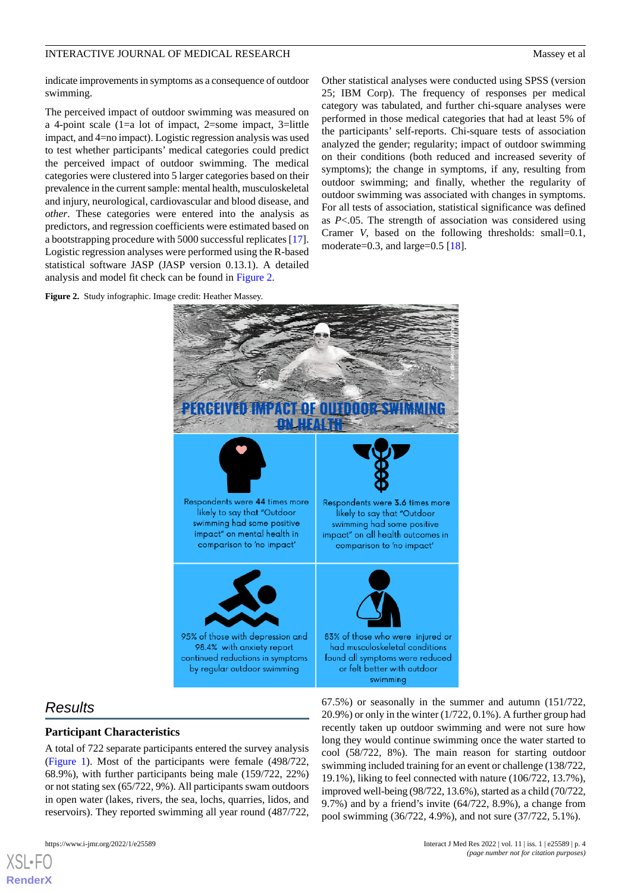indicate improvements in symptoms as a consequence of outdoor swimming.

The perceived impact of outdoor swimming was measured on a 4-point scale (1=a lot of impact, 2=some impact, 3=little impact, and 4=no impact). Logistic regression analysis was used to test whether participants' medical categories could predict the perceived impact of outdoor swimming. The medical categories were clustered into 5 larger categories based on their prevalence in the current sample: mental health, musculoskeletal and injury, neurological, cardiovascular and blood disease, and *other*. These categories were entered into the analysis as predictors, and regression coefficients were estimated based on a bootstrapping procedure with 5000 successful replicates [17]. Logistic regression analyses were performed using the R-based statistical software JASP (JASP version 0.13.1). A detailed analysis and model fit check can be found in Figure 2.

Other statistical analyses were conducted using SPSS (version 25; IBM Corp). The frequency of responses per medical category was tabulated, and further chi-square analyses were performed in those medical categories that had at least 5% of the participants' self-reports. Chi-square tests of association analyzed the gender; regularity; impact of outdoor swimming on their conditions (both reduced and increased severity of symptoms); the change in symptoms, if any, resulting from outdoor swimming; and finally, whether the regularity of outdoor swimming was associated with changes in symptoms. For all tests of association, statistical significance was defined as $P<.05$. The strength of association was considered using Cramer *V*, based on the following thresholds: small=0.1, moderate=0.3, and large=0.5 [18].

**Figure 2.** Study infographic. Image credit: Heather Massey.

## Results

### Participant Characteristics

A total of 722 separate participants entered the survey analysis (Figure 1). Most of the participants were female (498/722, 68.9%), with further participants being male (159/722, 22%) or not stating sex (65/722, 9%). All participants swam outdoors in open water (lakes, rivers, the sea, lochs, quarries, lidos, and reservoirs). They reported swimming all year round (487/722, 67.5%) or seasonally in the summer and autumn (151/722, 20.9%) or only in the winter (1/722, 0.1%). A further group had recently taken up outdoor swimming and were not sure how long they would continue swimming once the water started to cool (58/722, 8%). The main reason for starting outdoor swimming included training for an event or challenge (138/722, 19.1%), liking to feel connected with nature (106/722, 13.7%), improved well-being (98/722, 13.6%), started as a child (70/722, 9.7%) and by a friend's invite (64/722, 8.9%), a change from pool swimming (36/722, 4.9%), and not sure (37/722, 5.1%).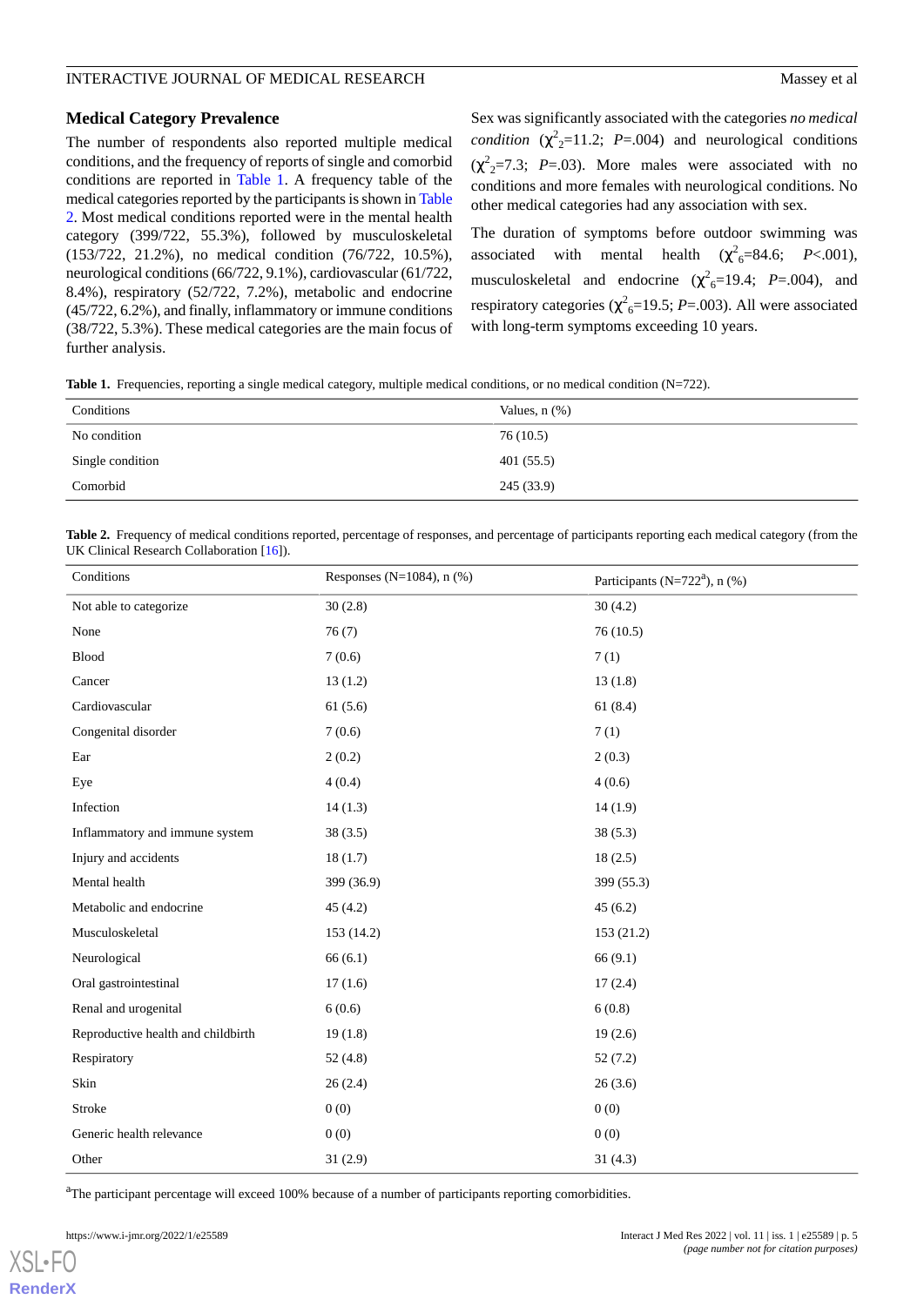### Medical Category Prevalence

The number of respondents also reported multiple medical conditions, and the frequency of reports of single and comorbid conditions are reported in Table 1. A frequency table of the medical categories reported by the participants is shown in Table 2. Most medical conditions reported were in the mental health category (399/722, 55.3%), followed by musculoskeletal (153/722, 21.2%), no medical condition (76/722, 10.5%), neurological conditions (66/722, 9.1%), cardiovascular (61/722, 8.4%), respiratory (52/722, 7.2%), metabolic and endocrine (45/722, 6.2%), and finally, inflammatory or immune conditions (38/722, 5.3%). These medical categories are the main focus of further analysis.

Sex was significantly associated with the categories *no medical condition* ($\chi^2_2$=11.2; *P*=.004) and neurological conditions ($\chi^2_2$=7.3; *P*=.03). More males were associated with no conditions and more females with neurological conditions. No other medical categories had any association with sex.

The duration of symptoms before outdoor swimming was associated with mental health ($\chi^2_6$=84.6; *P*<.001), musculoskeletal and endocrine ($\chi^2_6$=19.4; *P*=.004), and respiratory categories ($\chi^2_6$=19.5; *P*=.003). All were associated with long-term symptoms exceeding 10 years.

**Table 1.** Frequencies, reporting a single medical category, multiple medical conditions, or no medical condition (N=722).

| Conditions | Values, n (%) |
|---|---|
| No condition | 76 (10.5) |
| Single condition | 401 (55.5) |
| Comorbid | 245 (33.9) |

**Table 2.** Frequency of medical conditions reported, percentage of responses, and percentage of participants reporting each medical category (from the UK Clinical Research Collaboration [16]).

| Conditions | Responses (N=1084), n (%) | Participants (N=722[a]), n (%) |
|---|---|---|
| Not able to categorize | 30 (2.8) | 30 (4.2) |
| None | 76 (7) | 76 (10.5) |
| Blood | 7 (0.6) | 7 (1) |
| Cancer | 13 (1.2) | 13 (1.8) |
| Cardiovascular | 61 (5.6) | 61 (8.4) |
| Congenital disorder | 7 (0.6) | 7 (1) |
| Ear | 2 (0.2) | 2 (0.3) |
| Eye | 4 (0.4) | 4 (0.6) |
| Infection | 14 (1.3) | 14 (1.9) |
| Inflammatory and immune system | 38 (3.5) | 38 (5.3) |
| Injury and accidents | 18 (1.7) | 18 (2.5) |
| Mental health | 399 (36.9) | 399 (55.3) |
| Metabolic and endocrine | 45 (4.2) | 45 (6.2) |
| Musculoskeletal | 153 (14.2) | 153 (21.2) |
| Neurological | 66 (6.1) | 66 (9.1) |
| Oral gastrointestinal | 17 (1.6) | 17 (2.4) |
| Renal and urogenital | 6 (0.6) | 6 (0.8) |
| Reproductive health and childbirth | 19 (1.8) | 19 (2.6) |
| Respiratory | 52 (4.8) | 52 (7.2) |
| Skin | 26 (2.4) | 26 (3.6) |
| Stroke | 0 (0) | 0 (0) |
| Generic health relevance | 0 (0) | 0 (0) |
| Other | 31 (2.9) | 31 (4.3) |

[a]The participant percentage will exceed 100% because of a number of participants reporting comorbidities.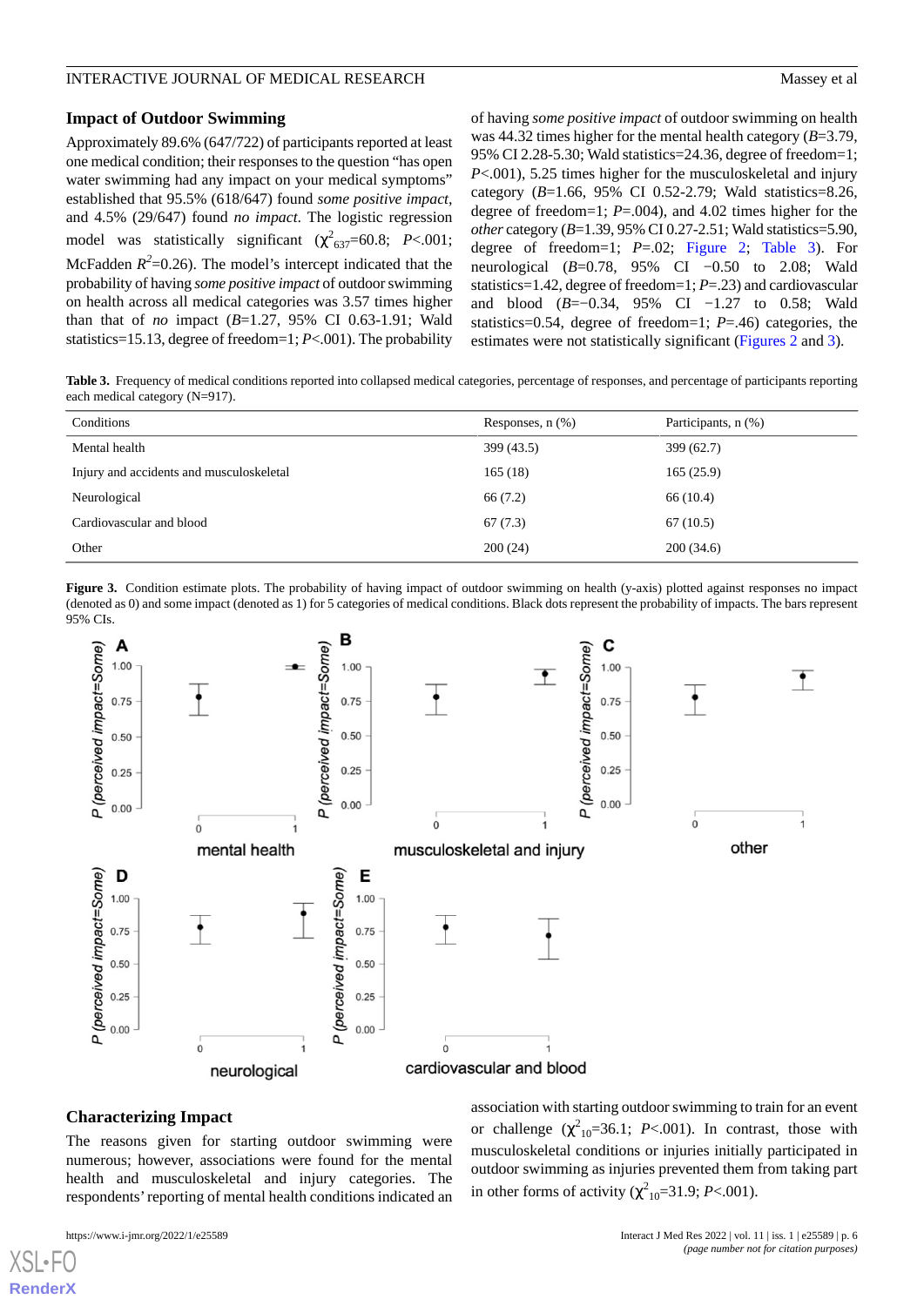## Impact of Outdoor Swimming

Approximately 89.6% (647/722) of participants reported at least one medical condition; their responses to the question "has open water swimming had any impact on your medical symptoms" established that 95.5% (618/647) found *some positive impact*, and 4.5% (29/647) found *no impact*. The logistic regression model was statistically significant ($\chi^2_{637}$=60.8; $P$<.001; McFadden $R^2$=0.26). The model's intercept indicated that the probability of having *some positive impact* of outdoor swimming on health across all medical categories was 3.57 times higher than that of *no* impact ($B$=1.27, 95% CI 0.63-1.91; Wald statistics=15.13, degree of freedom=1; $P$<.001). The probability of having *some positive impact* of outdoor swimming on health was 44.32 times higher for the mental health category ($B$=3.79, 95% CI 2.28-5.30; Wald statistics=24.36, degree of freedom=1; $P$<.001), 5.25 times higher for the musculoskeletal and injury category ($B$=1.66, 95% CI 0.52-2.79; Wald statistics=8.26, degree of freedom=1; $P$=.004), and 4.02 times higher for the *other* category ($B$=1.39, 95% CI 0.27-2.51; Wald statistics=5.90, degree of freedom=1; $P$=.02; Figure 2; Table 3). For neurological ($B$=0.78, 95% CI −0.50 to 2.08; Wald statistics=1.42, degree of freedom=1; $P$=.23) and cardiovascular and blood ($B$=−0.34, 95% CI −1.27 to 0.58; Wald statistics=0.54, degree of freedom=1; $P$=.46) categories, the estimates were not statistically significant (Figures 2 and 3).

**Table 3.** Frequency of medical conditions reported into collapsed medical categories, percentage of responses, and percentage of participants reporting each medical category (N=917).

| Conditions | Responses, n (%) | Participants, n (%) |
| --- | --- | --- |
| Mental health | 399 (43.5) | 399 (62.7) |
| Injury and accidents and musculoskeletal | 165 (18) | 165 (25.9) |
| Neurological | 66 (7.2) | 66 (10.4) |
| Cardiovascular and blood | 67 (7.3) | 67 (10.5) |
| Other | 200 (24) | 200 (34.6) |

**Figure 3.** Condition estimate plots. The probability of having impact of outdoor swimming on health (y-axis) plotted against responses no impact (denoted as 0) and some impact (denoted as 1) for 5 categories of medical conditions. Black dots represent the probability of impacts. The bars represent 95% CIs.

## Characterizing Impact

The reasons given for starting outdoor swimming were numerous; however, associations were found for the mental health and musculoskeletal and injury categories. The respondents' reporting of mental health conditions indicated an association with starting outdoor swimming to train for an event or challenge ($\chi^2_{10}$=36.1; $P$<.001). In contrast, those with musculoskeletal conditions or injuries initially participated in outdoor swimming as injuries prevented them from taking part in other forms of activity ($\chi^2_{10}$=31.9; $P$<.001).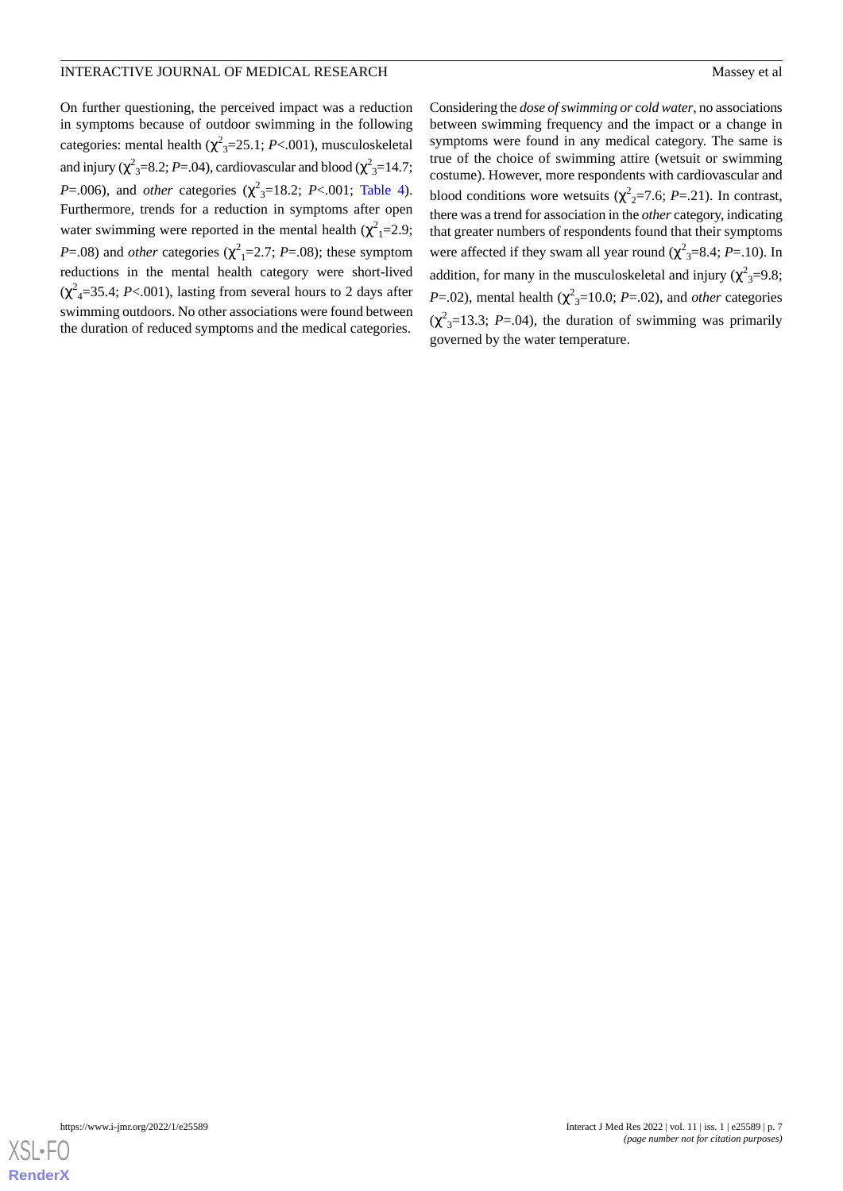On further questioning, the perceived impact was a reduction in symptoms because of outdoor swimming in the following categories: mental health ($\chi^2_3$=25.1; *P*<.001), musculoskeletal and injury ($\chi^2_3$=8.2; *P*=.04), cardiovascular and blood ($\chi^2_3$=14.7; *P*=.006), and *other* categories ($\chi^2_3$=18.2; *P*<.001; Table 4). Furthermore, trends for a reduction in symptoms after open water swimming were reported in the mental health ($\chi^2_1$=2.9; *P*=.08) and *other* categories ($\chi^2_1$=2.7; *P*=.08); these symptom reductions in the mental health category were short-lived ($\chi^2_4$=35.4; *P*<.001), lasting from several hours to 2 days after swimming outdoors. No other associations were found between the duration of reduced symptoms and the medical categories.

Considering the *dose of swimming or cold water*, no associations between swimming frequency and the impact or a change in symptoms were found in any medical category. The same is true of the choice of swimming attire (wetsuit or swimming costume). However, more respondents with cardiovascular and blood conditions wore wetsuits ($\chi^2_2$=7.6; *P*=.21). In contrast, there was a trend for association in the *other* category, indicating that greater numbers of respondents found that their symptoms were affected if they swam all year round ($\chi^2_3$=8.4; *P*=.10). In addition, for many in the musculoskeletal and injury ($\chi^2_3$=9.8; *P*=.02), mental health ($\chi^2_3$=10.0; *P*=.02), and *other* categories ($\chi^2_3$=13.3; *P*=.04), the duration of swimming was primarily governed by the water temperature.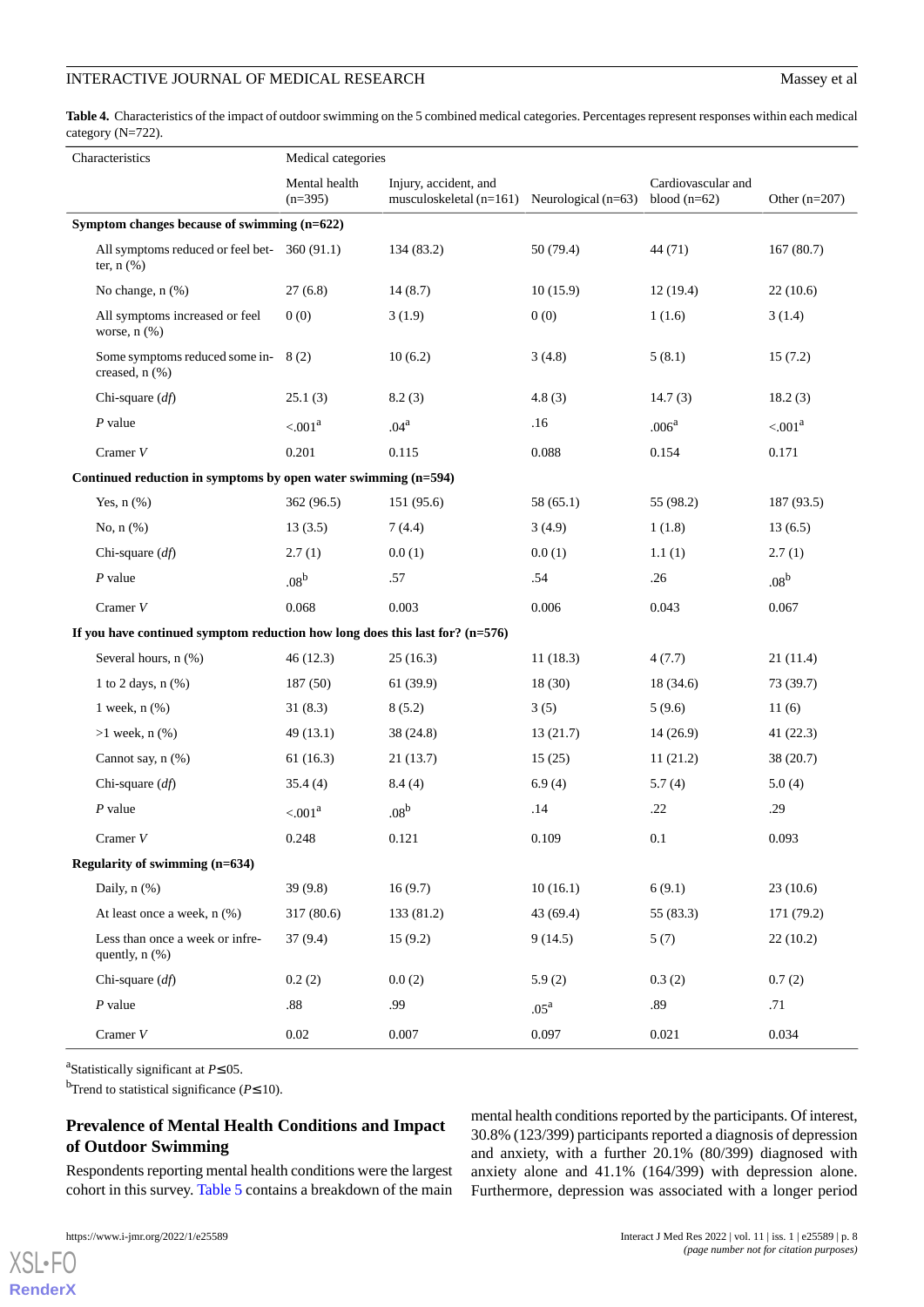**Table 4.** Characteristics of the impact of outdoor swimming on the 5 combined medical categories. Percentages represent responses within each medical category (N=722).

| Characteristics | Medical categories | | | | |
|---|---|---|---|---|---|
| | Mental health (n=395) | Injury, accident, and musculoskeletal (n=161) | Neurological (n=63) | Cardiovascular and blood (n=62) | Other (n=207) |
| **Symptom changes because of swimming (n=622)** | | | | | |
| All symptoms reduced or feel better, n (%) | 360 (91.1) | 134 (83.2) | 50 (79.4) | 44 (71) | 167 (80.7) |
| No change, n (%) | 27 (6.8) | 14 (8.7) | 10 (15.9) | 12 (19.4) | 22 (10.6) |
| All symptoms increased or feel worse, n (%) | 0 (0) | 3 (1.9) | 0 (0) | 1 (1.6) | 3 (1.4) |
| Some symptoms reduced some increased, n (%) | 8 (2) | 10 (6.2) | 3 (4.8) | 5 (8.1) | 15 (7.2) |
| Chi-square (*df*) | 25.1 (3) | 8.2 (3) | 4.8 (3) | 14.7 (3) | 18.2 (3) |
| *P* value | <.001[a] | .04[a] | .16 | .006[a] | <.001[a] |
| Cramer *V* | 0.201 | 0.115 | 0.088 | 0.154 | 0.171 |
| **Continued reduction in symptoms by open water swimming (n=594)** | | | | | |
| Yes, n (%) | 362 (96.5) | 151 (95.6) | 58 (65.1) | 55 (98.2) | 187 (93.5) |
| No, n (%) | 13 (3.5) | 7 (4.4) | 3 (4.9) | 1 (1.8) | 13 (6.5) |
| Chi-square (*df*) | 2.7 (1) | 0.0 (1) | 0.0 (1) | 1.1 (1) | 2.7 (1) |
| *P* value | .08[b] | .57 | .54 | .26 | .08[b] |
| Cramer *V* | 0.068 | 0.003 | 0.006 | 0.043 | 0.067 |
| **If you have continued symptom reduction how long does this last for? (n=576)** | | | | | |
| Several hours, n (%) | 46 (12.3) | 25 (16.3) | 11 (18.3) | 4 (7.7) | 21 (11.4) |
| 1 to 2 days, n (%) | 187 (50) | 61 (39.9) | 18 (30) | 18 (34.6) | 73 (39.7) |
| 1 week, n (%) | 31 (8.3) | 8 (5.2) | 3 (5) | 5 (9.6) | 11 (6) |
| >1 week, n (%) | 49 (13.1) | 38 (24.8) | 13 (21.7) | 14 (26.9) | 41 (22.3) |
| Cannot say, n (%) | 61 (16.3) | 21 (13.7) | 15 (25) | 11 (21.2) | 38 (20.7) |
| Chi-square (*df*) | 35.4 (4) | 8.4 (4) | 6.9 (4) | 5.7 (4) | 5.0 (4) |
| *P* value | <.001[a] | .08[b] | .14 | .22 | .29 |
| Cramer *V* | 0.248 | 0.121 | 0.109 | 0.1 | 0.093 |
| **Regularity of swimming (n=634)** | | | | | |
| Daily, n (%) | 39 (9.8) | 16 (9.7) | 10 (16.1) | 6 (9.1) | 23 (10.6) |
| At least once a week, n (%) | 317 (80.6) | 133 (81.2) | 43 (69.4) | 55 (83.3) | 171 (79.2) |
| Less than once a week or infrequently, n (%) | 37 (9.4) | 15 (9.2) | 9 (14.5) | 5 (7) | 22 (10.2) |
| Chi-square (*df*) | 0.2 (2) | 0.0 (2) | 5.9 (2) | 0.3 (2) | 0.7 (2) |
| *P* value | .88 | .99 | .05[a] | .89 | .71 |
| Cramer *V* | 0.02 | 0.007 | 0.097 | 0.021 | 0.034 |

[a]Statistically significant at $P \leq .05$.

[b]Trend to statistical significance ($P \leq .10$).

### Prevalence of Mental Health Conditions and Impact of Outdoor Swimming

Respondents reporting mental health conditions were the largest cohort in this survey. Table 5 contains a breakdown of the main mental health conditions reported by the participants. Of interest, 30.8% (123/399) participants reported a diagnosis of depression and anxiety, with a further 20.1% (80/399) diagnosed with anxiety alone and 41.1% (164/399) with depression alone. Furthermore, depression was associated with a longer period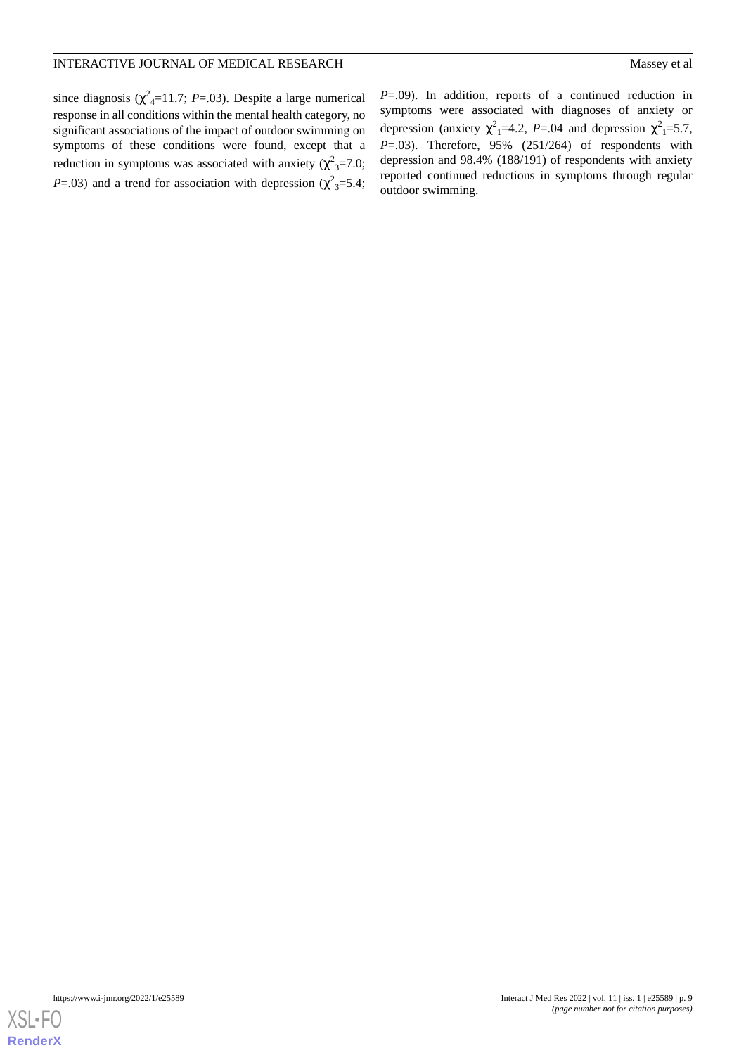since diagnosis ($\chi^2_4$=11.7; $P$=.03). Despite a large numerical response in all conditions within the mental health category, no significant associations of the impact of outdoor swimming on symptoms of these conditions were found, except that a reduction in symptoms was associated with anxiety ($\chi^2_3$=7.0; $P$=.03) and a trend for association with depression ($\chi^2_3$=5.4; $P$=.09). In addition, reports of a continued reduction in symptoms were associated with diagnoses of anxiety or depression (anxiety $\chi^2_1$=4.2, $P$=.04 and depression $\chi^2_1$=5.7, $P$=.03). Therefore, 95% (251/264) of respondents with depression and 98.4% (188/191) of respondents with anxiety reported continued reductions in symptoms through regular outdoor swimming.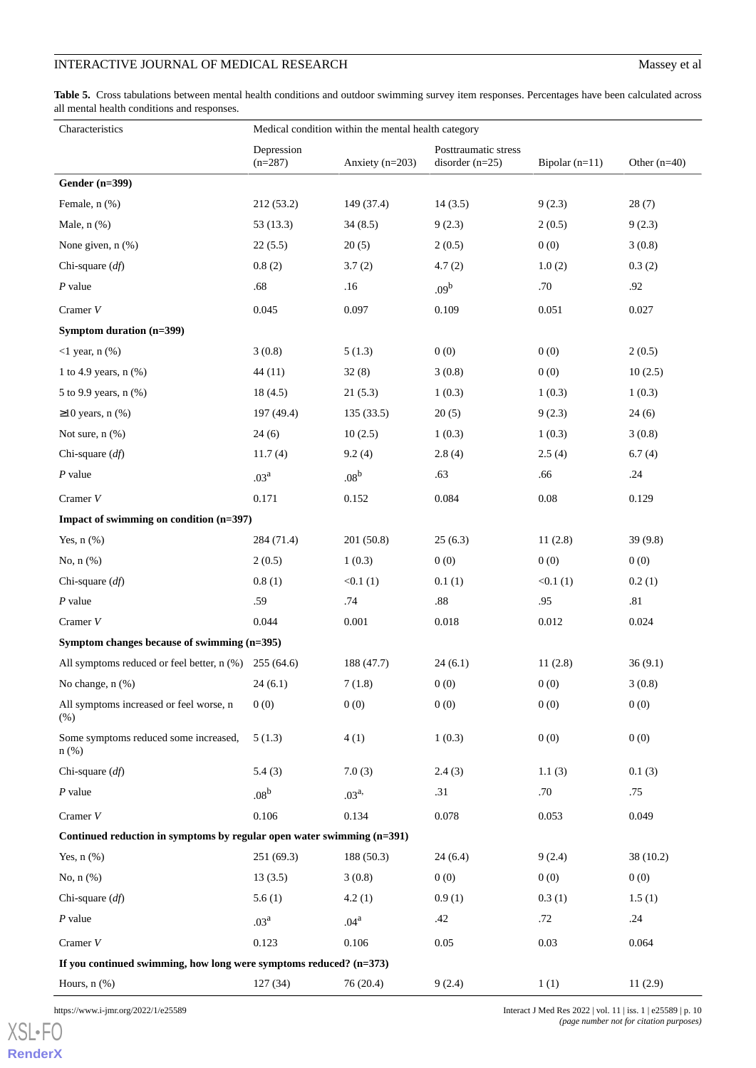**Table 5.** Cross tabulations between mental health conditions and outdoor swimming survey item responses. Percentages have been calculated across all mental health conditions and responses.

| Characteristics | Medical condition within the mental health category | | | | |
|---|---|---|---|---|---|
| | Depression (n=287) | Anxiety (n=203) | Posttraumatic stress disorder (n=25) | Bipolar (n=11) | Other (n=40) |
| **Gender (n=399)** | | | | | |
| Female, n (%) | 212 (53.2) | 149 (37.4) | 14 (3.5) | 9 (2.3) | 28 (7) |
| Male, n (%) | 53 (13.3) | 34 (8.5) | 9 (2.3) | 2 (0.5) | 9 (2.3) |
| None given, n (%) | 22 (5.5) | 20 (5) | 2 (0.5) | 0 (0) | 3 (0.8) |
| Chi-square (*df*) | 0.8 (2) | 3.7 (2) | 4.7 (2) | 1.0 (2) | 0.3 (2) |
| *P* value | .68 | .16 | .09[b] | .70 | .92 |
| Cramer *V* | 0.045 | 0.097 | 0.109 | 0.051 | 0.027 |
| **Symptom duration (n=399)** | | | | | |
| <1 year, n (%) | 3 (0.8) | 5 (1.3) | 0 (0) | 0 (0) | 2 (0.5) |
| 1 to 4.9 years, n (%) | 44 (11) | 32 (8) | 3 (0.8) | 0 (0) | 10 (2.5) |
| 5 to 9.9 years, n (%) | 18 (4.5) | 21 (5.3) | 1 (0.3) | 1 (0.3) | 1 (0.3) |
| ≥10 years, n (%) | 197 (49.4) | 135 (33.5) | 20 (5) | 9 (2.3) | 24 (6) |
| Not sure, n (%) | 24 (6) | 10 (2.5) | 1 (0.3) | 1 (0.3) | 3 (0.8) |
| Chi-square (*df*) | 11.7 (4) | 9.2 (4) | 2.8 (4) | 2.5 (4) | 6.7 (4) |
| *P* value | .03[a] | .08[b] | .63 | .66 | .24 |
| Cramer *V* | 0.171 | 0.152 | 0.084 | 0.08 | 0.129 |
| **Impact of swimming on condition (n=397)** | | | | | |
| Yes, n (%) | 284 (71.4) | 201 (50.8) | 25 (6.3) | 11 (2.8) | 39 (9.8) |
| No, n (%) | 2 (0.5) | 1 (0.3) | 0 (0) | 0 (0) | 0 (0) |
| Chi-square (*df*) | 0.8 (1) | <0.1 (1) | 0.1 (1) | <0.1 (1) | 0.2 (1) |
| *P* value | .59 | .74 | .88 | .95 | .81 |
| Cramer *V* | 0.044 | 0.001 | 0.018 | 0.012 | 0.024 |
| **Symptom changes because of swimming (n=395)** | | | | | |
| All symptoms reduced or feel better, n (%) | 255 (64.6) | 188 (47.7) | 24 (6.1) | 11 (2.8) | 36 (9.1) |
| No change, n (%) | 24 (6.1) | 7 (1.8) | 0 (0) | 0 (0) | 3 (0.8) |
| All symptoms increased or feel worse, n (%) | 0 (0) | 0 (0) | 0 (0) | 0 (0) | 0 (0) |
| Some symptoms reduced some increased, n (%) | 5 (1.3) | 4 (1) | 1 (0.3) | 0 (0) | 0 (0) |
| Chi-square (*df*) | 5.4 (3) | 7.0 (3) | 2.4 (3) | 1.1 (3) | 0.1 (3) |
| *P* value | .08[b] | .03[a,] | .31 | .70 | .75 |
| Cramer *V* | 0.106 | 0.134 | 0.078 | 0.053 | 0.049 |
| **Continued reduction in symptoms by regular open water swimming (n=391)** | | | | | |
| Yes, n (%) | 251 (69.3) | 188 (50.3) | 24 (6.4) | 9 (2.4) | 38 (10.2) |
| No, n (%) | 13 (3.5) | 3 (0.8) | 0 (0) | 0 (0) | 0 (0) |
| Chi-square (*df*) | 5.6 (1) | 4.2 (1) | 0.9 (1) | 0.3 (1) | 1.5 (1) |
| *P* value | .03[a] | .04[a] | .42 | .72 | .24 |
| Cramer *V* | 0.123 | 0.106 | 0.05 | 0.03 | 0.064 |
| **If you continued swimming, how long were symptoms reduced? (n=373)** | | | | | |
| Hours, n (%) | 127 (34) | 76 (20.4) | 9 (2.4) | 1 (1) | 11 (2.9) |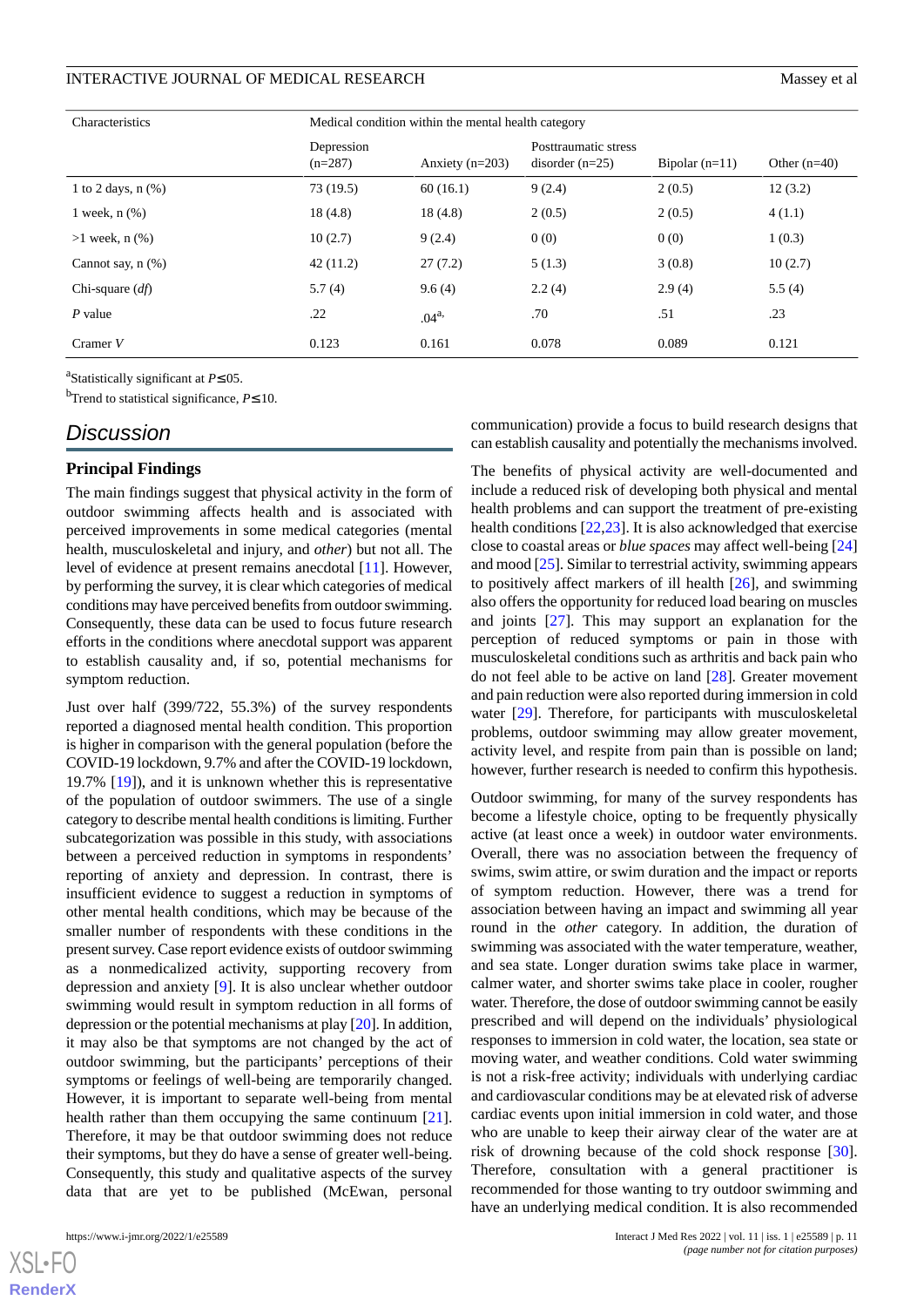| Characteristics | Medical condition within the mental health category | | | | |
|---|---|---|---|---|---|
| | Depression (n=287) | Anxiety (n=203) | Posttraumatic stress disorder (n=25) | Bipolar (n=11) | Other (n=40) |
| 1 to 2 days, n (%) | 73 (19.5) | 60 (16.1) | 9 (2.4) | 2 (0.5) | 12 (3.2) |
| 1 week, n (%) | 18 (4.8) | 18 (4.8) | 2 (0.5) | 2 (0.5) | 4 (1.1) |
| >1 week, n (%) | 10 (2.7) | 9 (2.4) | 0 (0) | 0 (0) | 1 (0.3) |
| Cannot say, n (%) | 42 (11.2) | 27 (7.2) | 5 (1.3) | 3 (0.8) | 10 (2.7) |
| Chi-square (*df*) | 5.7 (4) | 9.6 (4) | 2.2 (4) | 2.9 (4) | 5.5 (4) |
| *P* value | .22 | .04[a] | .70 | .51 | .23 |
| Cramer *V* | 0.123 | 0.161 | 0.078 | 0.089 | 0.121 |

[a]Statistically significant at $P \leq .05$.

[b]Trend to statistical significance, $P \leq .10$.

# Discussion

## Principal Findings

The main findings suggest that physical activity in the form of outdoor swimming affects health and is associated with perceived improvements in some medical categories (mental health, musculoskeletal and injury, and *other*) but not all. The level of evidence at present remains anecdotal [11]. However, by performing the survey, it is clear which categories of medical conditions may have perceived benefits from outdoor swimming. Consequently, these data can be used to focus future research efforts in the conditions where anecdotal support was apparent to establish causality and, if so, potential mechanisms for symptom reduction.

Just over half (399/722, 55.3%) of the survey respondents reported a diagnosed mental health condition. This proportion is higher in comparison with the general population (before the COVID-19 lockdown, 9.7% and after the COVID-19 lockdown, 19.7% [19]), and it is unknown whether this is representative of the population of outdoor swimmers. The use of a single category to describe mental health conditions is limiting. Further subcategorization was possible in this study, with associations between a perceived reduction in symptoms in respondents' reporting of anxiety and depression. In contrast, there is insufficient evidence to suggest a reduction in symptoms of other mental health conditions, which may be because of the smaller number of respondents with these conditions in the present survey. Case report evidence exists of outdoor swimming as a nonmedicalized activity, supporting recovery from depression and anxiety [9]. It is also unclear whether outdoor swimming would result in symptom reduction in all forms of depression or the potential mechanisms at play [20]. In addition, it may also be that symptoms are not changed by the act of outdoor swimming, but the participants' perceptions of their symptoms or feelings of well-being are temporarily changed. However, it is important to separate well-being from mental health rather than them occupying the same continuum [21]. Therefore, it may be that outdoor swimming does not reduce their symptoms, but they do have a sense of greater well-being. Consequently, this study and qualitative aspects of the survey data that are yet to be published (McEwan, personal communication) provide a focus to build research designs that can establish causality and potentially the mechanisms involved.

The benefits of physical activity are well-documented and include a reduced risk of developing both physical and mental health problems and can support the treatment of pre-existing health conditions [22,23]. It is also acknowledged that exercise close to coastal areas or *blue spaces* may affect well-being [24] and mood [25]. Similar to terrestrial activity, swimming appears to positively affect markers of ill health [26], and swimming also offers the opportunity for reduced load bearing on muscles and joints [27]. This may support an explanation for the perception of reduced symptoms or pain in those with musculoskeletal conditions such as arthritis and back pain who do not feel able to be active on land [28]. Greater movement and pain reduction were also reported during immersion in cold water [29]. Therefore, for participants with musculoskeletal problems, outdoor swimming may allow greater movement, activity level, and respite from pain than is possible on land; however, further research is needed to confirm this hypothesis.

Outdoor swimming, for many of the survey respondents has become a lifestyle choice, opting to be frequently physically active (at least once a week) in outdoor water environments. Overall, there was no association between the frequency of swims, swim attire, or swim duration and the impact or reports of symptom reduction. However, there was a trend for association between having an impact and swimming all year round in the *other* category. In addition, the duration of swimming was associated with the water temperature, weather, and sea state. Longer duration swims take place in warmer, calmer water, and shorter swims take place in cooler, rougher water. Therefore, the dose of outdoor swimming cannot be easily prescribed and will depend on the individuals' physiological responses to immersion in cold water, the location, sea state or moving water, and weather conditions. Cold water swimming is not a risk-free activity; individuals with underlying cardiac and cardiovascular conditions may be at elevated risk of adverse cardiac events upon initial immersion in cold water, and those who are unable to keep their airway clear of the water are at risk of drowning because of the cold shock response [30]. Therefore, consultation with a general practitioner is recommended for those wanting to try outdoor swimming and have an underlying medical condition. It is also recommended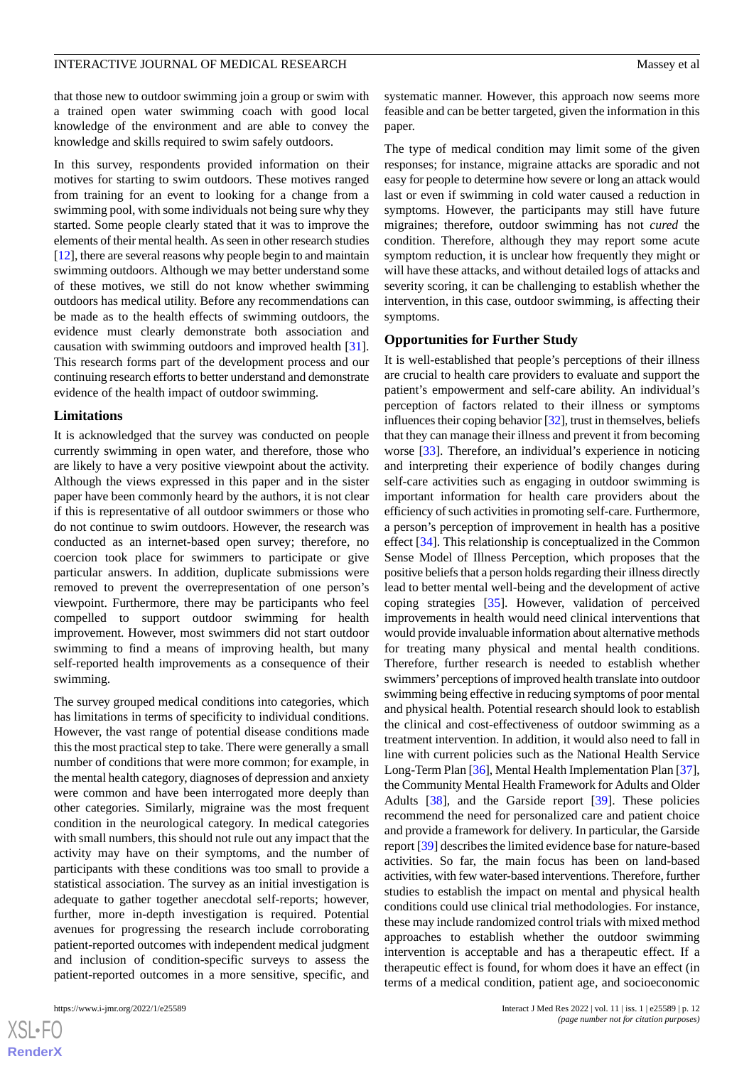that those new to outdoor swimming join a group or swim with a trained open water swimming coach with good local knowledge of the environment and are able to convey the knowledge and skills required to swim safely outdoors.

In this survey, respondents provided information on their motives for starting to swim outdoors. These motives ranged from training for an event to looking for a change from a swimming pool, with some individuals not being sure why they started. Some people clearly stated that it was to improve the elements of their mental health. As seen in other research studies [12], there are several reasons why people begin to and maintain swimming outdoors. Although we may better understand some of these motives, we still do not know whether swimming outdoors has medical utility. Before any recommendations can be made as to the health effects of swimming outdoors, the evidence must clearly demonstrate both association and causation with swimming outdoors and improved health [31]. This research forms part of the development process and our continuing research efforts to better understand and demonstrate evidence of the health impact of outdoor swimming.

### Limitations

It is acknowledged that the survey was conducted on people currently swimming in open water, and therefore, those who are likely to have a very positive viewpoint about the activity. Although the views expressed in this paper and in the sister paper have been commonly heard by the authors, it is not clear if this is representative of all outdoor swimmers or those who do not continue to swim outdoors. However, the research was conducted as an internet-based open survey; therefore, no coercion took place for swimmers to participate or give particular answers. In addition, duplicate submissions were removed to prevent the overrepresentation of one person's viewpoint. Furthermore, there may be participants who feel compelled to support outdoor swimming for health improvement. However, most swimmers did not start outdoor swimming to find a means of improving health, but many self-reported health improvements as a consequence of their swimming.

The survey grouped medical conditions into categories, which has limitations in terms of specificity to individual conditions. However, the vast range of potential disease conditions made this the most practical step to take. There were generally a small number of conditions that were more common; for example, in the mental health category, diagnoses of depression and anxiety were common and have been interrogated more deeply than other categories. Similarly, migraine was the most frequent condition in the neurological category. In medical categories with small numbers, this should not rule out any impact that the activity may have on their symptoms, and the number of participants with these conditions was too small to provide a statistical association. The survey as an initial investigation is adequate to gather together anecdotal self-reports; however, further, more in-depth investigation is required. Potential avenues for progressing the research include corroborating patient-reported outcomes with independent medical judgment and inclusion of condition-specific surveys to assess the patient-reported outcomes in a more sensitive, specific, and systematic manner. However, this approach now seems more feasible and can be better targeted, given the information in this paper.

The type of medical condition may limit some of the given responses; for instance, migraine attacks are sporadic and not easy for people to determine how severe or long an attack would last or even if swimming in cold water caused a reduction in symptoms. However, the participants may still have future migraines; therefore, outdoor swimming has not *cured* the condition. Therefore, although they may report some acute symptom reduction, it is unclear how frequently they might or will have these attacks, and without detailed logs of attacks and severity scoring, it can be challenging to establish whether the intervention, in this case, outdoor swimming, is affecting their symptoms.

### Opportunities for Further Study

It is well-established that people's perceptions of their illness are crucial to health care providers to evaluate and support the patient's empowerment and self-care ability. An individual's perception of factors related to their illness or symptoms influences their coping behavior [32], trust in themselves, beliefs that they can manage their illness and prevent it from becoming worse [33]. Therefore, an individual's experience in noticing and interpreting their experience of bodily changes during self-care activities such as engaging in outdoor swimming is important information for health care providers about the efficiency of such activities in promoting self-care. Furthermore, a person's perception of improvement in health has a positive effect [34]. This relationship is conceptualized in the Common Sense Model of Illness Perception, which proposes that the positive beliefs that a person holds regarding their illness directly lead to better mental well-being and the development of active coping strategies [35]. However, validation of perceived improvements in health would need clinical interventions that would provide invaluable information about alternative methods for treating many physical and mental health conditions. Therefore, further research is needed to establish whether swimmers' perceptions of improved health translate into outdoor swimming being effective in reducing symptoms of poor mental and physical health. Potential research should look to establish the clinical and cost-effectiveness of outdoor swimming as a treatment intervention. In addition, it would also need to fall in line with current policies such as the National Health Service Long-Term Plan [36], Mental Health Implementation Plan [37], the Community Mental Health Framework for Adults and Older Adults [38], and the Garside report [39]. These policies recommend the need for personalized care and patient choice and provide a framework for delivery. In particular, the Garside report [39] describes the limited evidence base for nature-based activities. So far, the main focus has been on land-based activities, with few water-based interventions. Therefore, further studies to establish the impact on mental and physical health conditions could use clinical trial methodologies. For instance, these may include randomized control trials with mixed method approaches to establish whether the outdoor swimming intervention is acceptable and has a therapeutic effect. If a therapeutic effect is found, for whom does it have an effect (in terms of a medical condition, patient age, and socioeconomic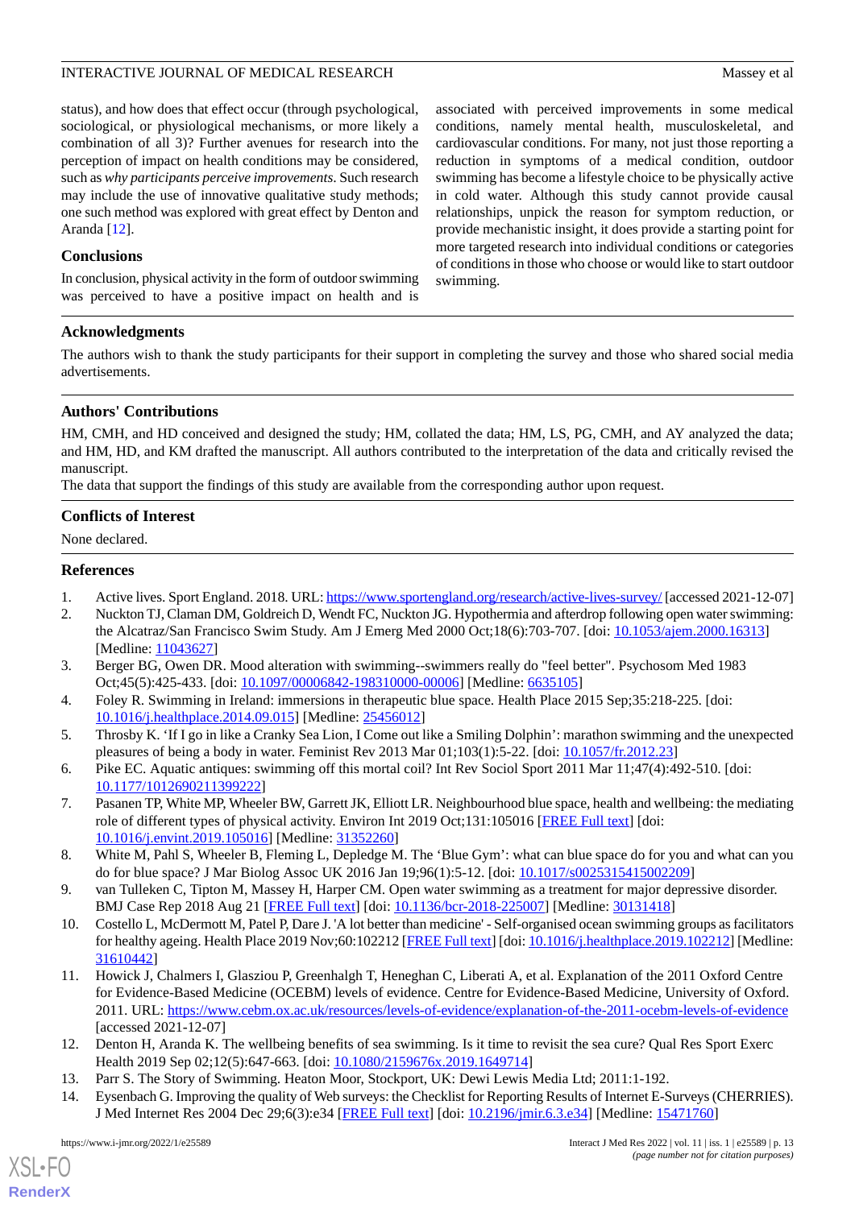status), and how does that effect occur (through psychological, sociological, or physiological mechanisms, or more likely a combination of all 3)? Further avenues for research into the perception of impact on health conditions may be considered, such as *why participants perceive improvements*. Such research may include the use of innovative qualitative study methods; one such method was explored with great effect by Denton and Aranda [12].

### Conclusions

In conclusion, physical activity in the form of outdoor swimming was perceived to have a positive impact on health and is associated with perceived improvements in some medical conditions, namely mental health, musculoskeletal, and cardiovascular conditions. For many, not just those reporting a reduction in symptoms of a medical condition, outdoor swimming has become a lifestyle choice to be physically active in cold water. Although this study cannot provide causal relationships, unpick the reason for symptom reduction, or provide mechanistic insight, it does provide a starting point for more targeted research into individual conditions or categories of conditions in those who choose or would like to start outdoor swimming.

## Acknowledgments

The authors wish to thank the study participants for their support in completing the survey and those who shared social media advertisements.

## Authors' Contributions

HM, CMH, and HD conceived and designed the study; HM, collated the data; HM, LS, PG, CMH, and AY analyzed the data; and HM, HD, and KM drafted the manuscript. All authors contributed to the interpretation of the data and critically revised the manuscript.

The data that support the findings of this study are available from the corresponding author upon request.

## Conflicts of Interest

None declared.

## References

1. Active lives. Sport England. 2018. URL: https://www.sportengland.org/research/active-lives-survey/ [accessed 2021-12-07]
2. Nuckton TJ, Claman DM, Goldreich D, Wendt FC, Nuckton JG. Hypothermia and afterdrop following open water swimming: the Alcatraz/San Francisco Swim Study. Am J Emerg Med 2000 Oct;18(6):703-707. [doi: 10.1053/ajem.2000.16313] [Medline: 11043627]
3. Berger BG, Owen DR. Mood alteration with swimming--swimmers really do "feel better". Psychosom Med 1983 Oct;45(5):425-433. [doi: 10.1097/00006842-198310000-00006] [Medline: 6635105]
4. Foley R. Swimming in Ireland: immersions in therapeutic blue space. Health Place 2015 Sep;35:218-225. [doi: 10.1016/j.healthplace.2014.09.015] [Medline: 25456012]
5. Throsby K. 'If I go in like a Cranky Sea Lion, I Come out like a Smiling Dolphin': marathon swimming and the unexpected pleasures of being a body in water. Feminist Rev 2013 Mar 01;103(1):5-22. [doi: 10.1057/fr.2012.23]
6. Pike EC. Aquatic antiques: swimming off this mortal coil? Int Rev Sociol Sport 2011 Mar 11;47(4):492-510. [doi: 10.1177/1012690211399222]
7. Pasanen TP, White MP, Wheeler BW, Garrett JK, Elliott LR. Neighbourhood blue space, health and wellbeing: the mediating role of different types of physical activity. Environ Int 2019 Oct;131:105016 [FREE Full text] [doi: 10.1016/j.envint.2019.105016] [Medline: 31352260]
8. White M, Pahl S, Wheeler B, Fleming L, Depledge M. The 'Blue Gym': what can blue space do for you and what can you do for blue space? J Mar Biolog Assoc UK 2016 Jan 19;96(1):5-12. [doi: 10.1017/s0025315415002209]
9. van Tulleken C, Tipton M, Massey H, Harper CM. Open water swimming as a treatment for major depressive disorder. BMJ Case Rep 2018 Aug 21 [FREE Full text] [doi: 10.1136/bcr-2018-225007] [Medline: 30131418]
10. Costello L, McDermott M, Patel P, Dare J. 'A lot better than medicine' - Self-organised ocean swimming groups as facilitators for healthy ageing. Health Place 2019 Nov;60:102212 [FREE Full text] [doi: 10.1016/j.healthplace.2019.102212] [Medline: 31610442]
11. Howick J, Chalmers I, Glasziou P, Greenhalgh T, Heneghan C, Liberati A, et al. Explanation of the 2011 Oxford Centre for Evidence-Based Medicine (OCEBM) levels of evidence. Centre for Evidence-Based Medicine, University of Oxford. 2011. URL: https://www.cebm.ox.ac.uk/resources/levels-of-evidence/explanation-of-the-2011-ocebm-levels-of-evidence [accessed 2021-12-07]
12. Denton H, Aranda K. The wellbeing benefits of sea swimming. Is it time to revisit the sea cure? Qual Res Sport Exerc Health 2019 Sep 02;12(5):647-663. [doi: 10.1080/2159676x.2019.1649714]
13. Parr S. The Story of Swimming. Heaton Moor, Stockport, UK: Dewi Lewis Media Ltd; 2011:1-192.
14. Eysenbach G. Improving the quality of Web surveys: the Checklist for Reporting Results of Internet E-Surveys (CHERRIES). J Med Internet Res 2004 Dec 29;6(3):e34 [FREE Full text] [doi: 10.2196/jmir.6.3.e34] [Medline: 15471760]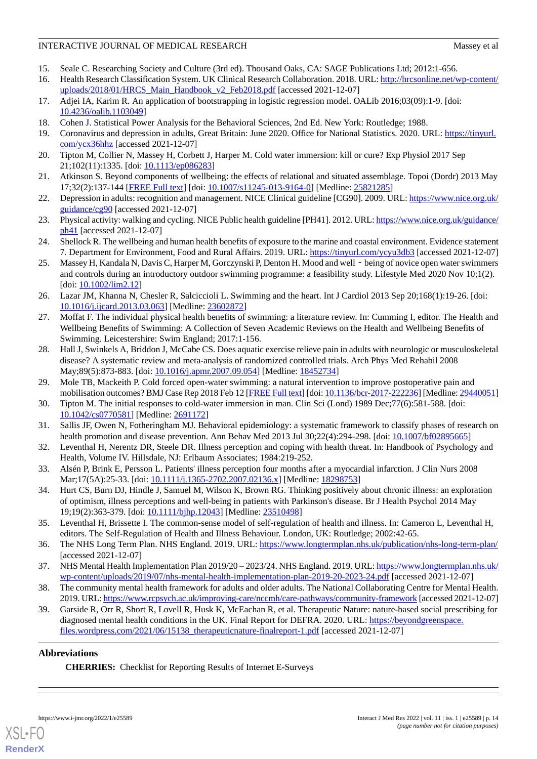15. Seale C. Researching Society and Culture (3rd ed). Thousand Oaks, CA: SAGE Publications Ltd; 2012:1-656.
16. Health Research Classification System. UK Clinical Research Collaboration. 2018. URL: http://hrcsonline.net/wp-content/uploads/2018/01/HRCS_Main_Handbook_v2_Feb2018.pdf [accessed 2021-12-07]
17. Adjei IA, Karim R. An application of bootstrapping in logistic regression model. OALib 2016;03(09):1-9. [doi: 10.4236/oalib.1103049]
18. Cohen J. Statistical Power Analysis for the Behavioral Sciences, 2nd Ed. New York: Routledge; 1988.
19. Coronavirus and depression in adults, Great Britain: June 2020. Office for National Statistics. 2020. URL: https://tinyurl.com/ycx36hhz [accessed 2021-12-07]
20. Tipton M, Collier N, Massey H, Corbett J, Harper M. Cold water immersion: kill or cure? Exp Physiol 2017 Sep 21;102(11):1335. [doi: 10.1113/ep086283]
21. Atkinson S. Beyond components of wellbeing: the effects of relational and situated assemblage. Topoi (Dordr) 2013 May 17;32(2):137-144 [FREE Full text] [doi: 10.1007/s11245-013-9164-0] [Medline: 25821285]
22. Depression in adults: recognition and management. NICE Clinical guideline [CG90]. 2009. URL: https://www.nice.org.uk/guidance/cg90 [accessed 2021-12-07]
23. Physical activity: walking and cycling. NICE Public health guideline [PH41]. 2012. URL: https://www.nice.org.uk/guidance/ph41 [accessed 2021-12-07]
24. Shellock R. The wellbeing and human health benefits of exposure to the marine and coastal environment. Evidence statement 7. Department for Environment, Food and Rural Affairs. 2019. URL: https://tinyurl.com/ycyu3db3 [accessed 2021-12-07]
25. Massey H, Kandala N, Davis C, Harper M, Gorczynski P, Denton H. Mood and well‐being of novice open water swimmers and controls during an introductory outdoor swimming programme: a feasibility study. Lifestyle Med 2020 Nov 10;1(2). [doi: 10.1002/lim2.12]
26. Lazar JM, Khanna N, Chesler R, Salciccioli L. Swimming and the heart. Int J Cardiol 2013 Sep 20;168(1):19-26. [doi: 10.1016/j.ijcard.2013.03.063] [Medline: 23602872]
27. Moffat F. The individual physical health benefits of swimming: a literature review. In: Cumming I, editor. The Health and Wellbeing Benefits of Swimming: A Collection of Seven Academic Reviews on the Health and Wellbeing Benefits of Swimming. Leicestershire: Swim England; 2017:1-156.
28. Hall J, Swinkels A, Briddon J, McCabe CS. Does aquatic exercise relieve pain in adults with neurologic or musculoskeletal disease? A systematic review and meta-analysis of randomized controlled trials. Arch Phys Med Rehabil 2008 May;89(5):873-883. [doi: 10.1016/j.apmr.2007.09.054] [Medline: 18452734]
29. Mole TB, Mackeith P. Cold forced open-water swimming: a natural intervention to improve postoperative pain and mobilisation outcomes? BMJ Case Rep 2018 Feb 12 [FREE Full text] [doi: 10.1136/bcr-2017-222236] [Medline: 29440051]
30. Tipton M. The initial responses to cold-water immersion in man. Clin Sci (Lond) 1989 Dec;77(6):581-588. [doi: 10.1042/cs0770581] [Medline: 2691172]
31. Sallis JF, Owen N, Fotheringham MJ. Behavioral epidemiology: a systematic framework to classify phases of research on health promotion and disease prevention. Ann Behav Med 2013 Jul 30;22(4):294-298. [doi: 10.1007/bf02895665]
32. Leventhal H, Nerentz DR, Steele DR. Illness perception and coping with health threat. In: Handbook of Psychology and Health, Volume IV. Hillsdale, NJ: Erlbaum Associates; 1984:219-252.
33. Alsén P, Brink E, Persson L. Patients' illness perception four months after a myocardial infarction. J Clin Nurs 2008 Mar;17(5A):25-33. [doi: 10.1111/j.1365-2702.2007.02136.x] [Medline: 18298753]
34. Hurt CS, Burn DJ, Hindle J, Samuel M, Wilson K, Brown RG. Thinking positively about chronic illness: an exploration of optimism, illness perceptions and well-being in patients with Parkinson's disease. Br J Health Psychol 2014 May 19;19(2):363-379. [doi: 10.1111/bjhp.12043] [Medline: 23510498]
35. Leventhal H, Brissette I. The common-sense model of self-regulation of health and illness. In: Cameron L, Leventhal H, editors. The Self-Regulation of Health and Illness Behaviour. London, UK: Routledge; 2002:42-65.
36. The NHS Long Term Plan. NHS England. 2019. URL: https://www.longtermplan.nhs.uk/publication/nhs-long-term-plan/ [accessed 2021-12-07]
37. NHS Mental Health Implementation Plan 2019/20 – 2023/24. NHS England. 2019. URL: https://www.longtermplan.nhs.uk/wp-content/uploads/2019/07/nhs-mental-health-implementation-plan-2019-20-2023-24.pdf [accessed 2021-12-07]
38. The community mental health framework for adults and older adults. The National Collaborating Centre for Mental Health. 2019. URL: https://www.rcpsych.ac.uk/improving-care/nccmh/care-pathways/community-framework [accessed 2021-12-07]
39. Garside R, Orr R, Short R, Lovell R, Husk K, McEachan R, et al. Therapeutic Nature: nature-based social prescribing for diagnosed mental health conditions in the UK. Final Report for DEFRA. 2020. URL: https://beyondgreenspace.files.wordpress.com/2021/06/15138_therapeuticnature-finalreport-1.pdf [accessed 2021-12-07]

## Abbreviations

**CHERRIES:** Checklist for Reporting Results of Internet E-Surveys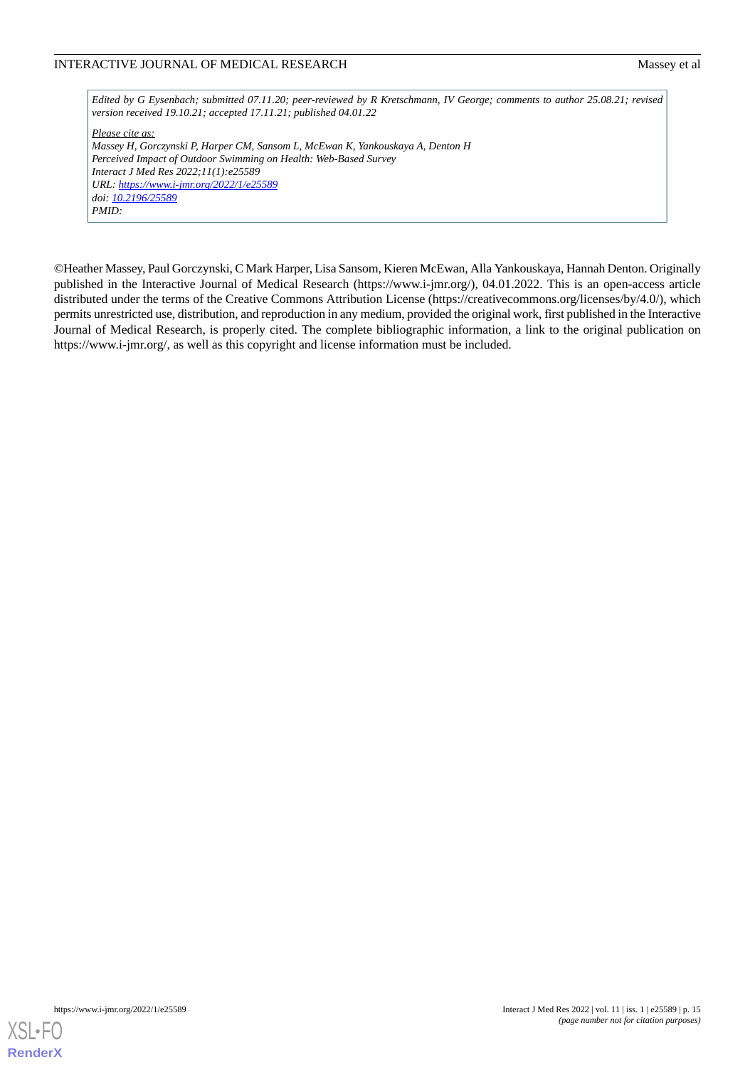*Edited by G Eysenbach; submitted 07.11.20; peer-reviewed by R Kretschmann, IV George; comments to author 25.08.21; revised version received 19.10.21; accepted 17.11.21; published 04.01.22*

*Please cite as:*
*Massey H, Gorczynski P, Harper CM, Sansom L, McEwan K, Yankouskaya A, Denton H*
*Perceived Impact of Outdoor Swimming on Health: Web-Based Survey*
*Interact J Med Res 2022;11(1):e25589*
*URL: [https://www.i-jmr.org/2022/1/e25589](https://www.i-jmr.org/2022/1/e25589)*
*doi: [10.2196/25589](https://doi.org/10.2196/25589)*
*PMID:*

©Heather Massey, Paul Gorczynski, C Mark Harper, Lisa Sansom, Kieren McEwan, Alla Yankouskaya, Hannah Denton. Originally published in the Interactive Journal of Medical Research (https://www.i-jmr.org/), 04.01.2022. This is an open-access article distributed under the terms of the Creative Commons Attribution License (https://creativecommons.org/licenses/by/4.0/), which permits unrestricted use, distribution, and reproduction in any medium, provided the original work, first published in the Interactive Journal of Medical Research, is properly cited. The complete bibliographic information, a link to the original publication on https://www.i-jmr.org/, as well as this copyright and license information must be included.